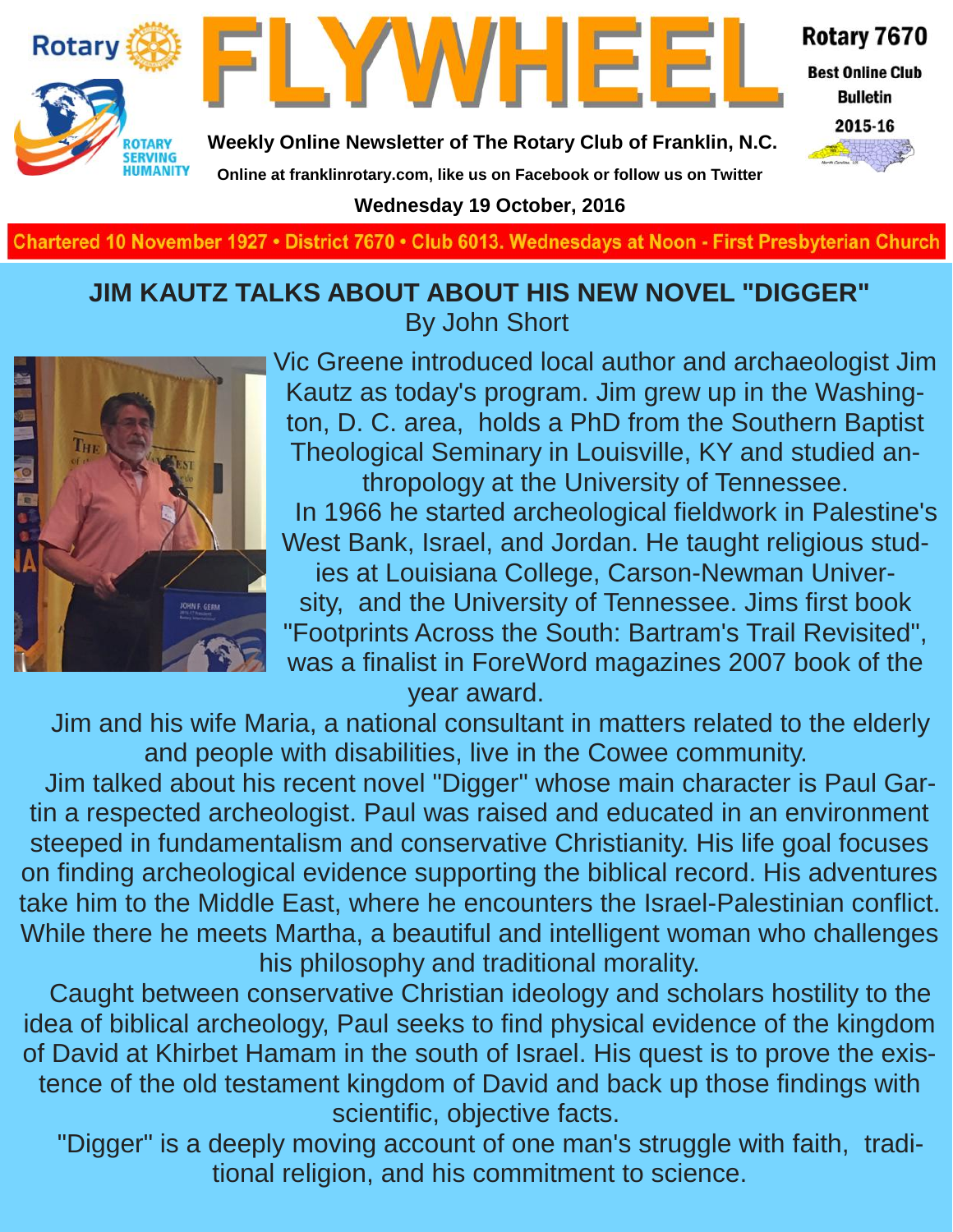# FLYWHEEL

**Rotary 7670**
**Best Online Club Bulletin**
**2015-16**

**Weekly Online Newsletter of The Rotary Club of Franklin, N.C.**

**Online at franklinrotary.com, like us on Facebook or follow us on Twitter**

**Wednesday 19 October, 2016**

**Chartered 10 November 1927 • District 7670 • Club 6013. Wednesdays at Noon - First Presbyterian Church**

## JIM KAUTZ TALKS ABOUT ABOUT HIS NEW NOVEL "DIGGER"

By John Short

Vic Greene introduced local author and archaeologist Jim Kautz as today's program. Jim grew up in the Washington, D. C. area, holds a PhD from the Southern Baptist Theological Seminary in Louisville, KY and studied anthropology at the University of Tennessee.

In 1966 he started archeological fieldwork in Palestine's West Bank, Israel, and Jordan. He taught religious studies at Louisiana College, Carson-Newman University, and the University of Tennessee. Jims first book "Footprints Across the South: Bartram's Trail Revisited", was a finalist in ForeWord magazines 2007 book of the year award.

Jim and his wife Maria, a national consultant in matters related to the elderly and people with disabilities, live in the Cowee community.

Jim talked about his recent novel "Digger" whose main character is Paul Gartin a respected archeologist. Paul was raised and educated in an environment steeped in fundamentalism and conservative Christianity. His life goal focuses on finding archeological evidence supporting the biblical record. His adventures take him to the Middle East, where he encounters the Israel-Palestinian conflict. While there he meets Martha, a beautiful and intelligent woman who challenges his philosophy and traditional morality.

Caught between conservative Christian ideology and scholars hostility to the idea of biblical archeology, Paul seeks to find physical evidence of the kingdom of David at Khirbet Hamam in the south of Israel. His quest is to prove the existence of the old testament kingdom of David and back up those findings with scientific, objective facts.

"Digger" is a deeply moving account of one man's struggle with faith, traditional religion, and his commitment to science.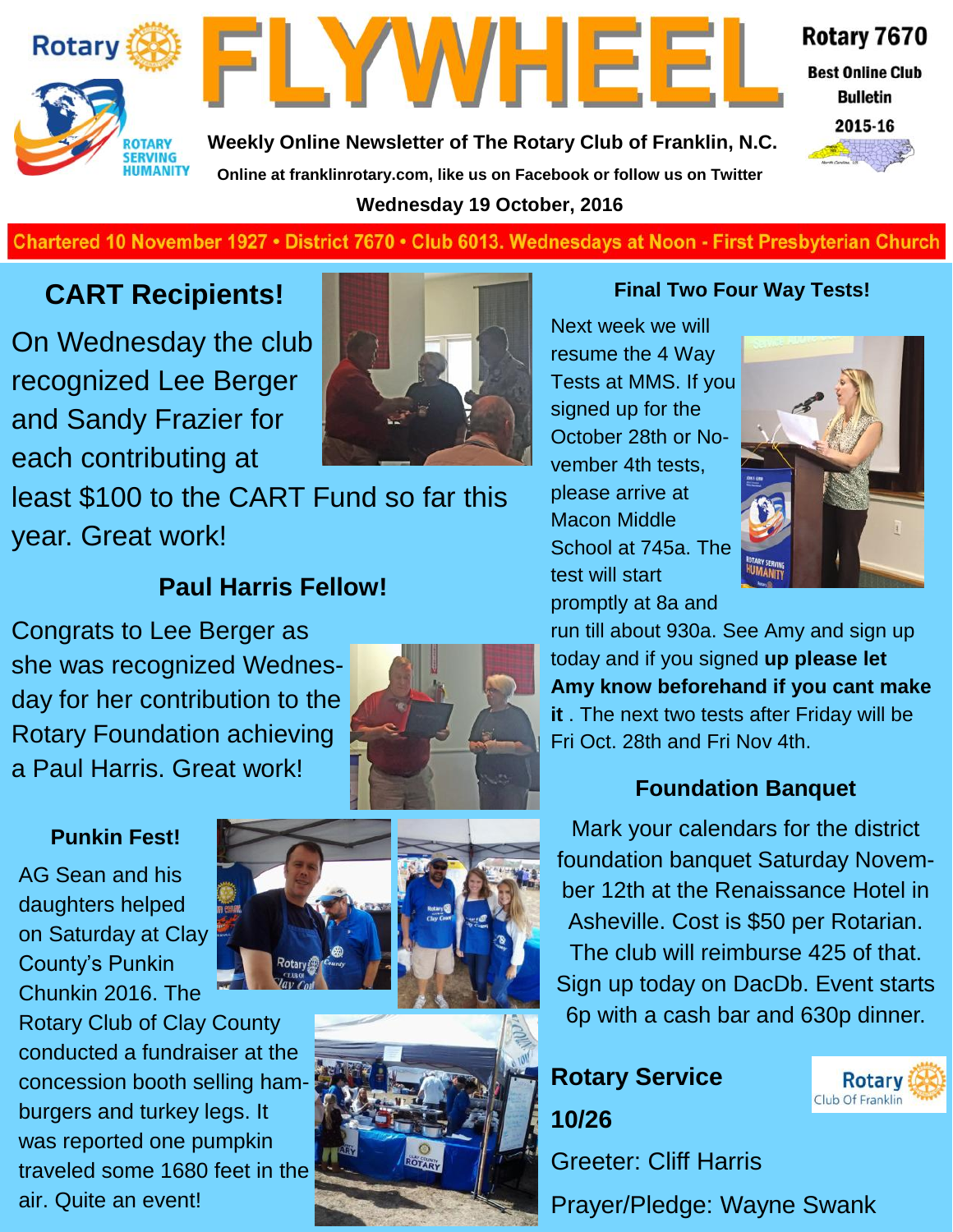# FLYWHEEL

Rotary 7670

Best Online Club Bulletin

2015-16

Weekly Online Newsletter of The Rotary Club of Franklin, N.C.

Online at franklinrotary.com, like us on Facebook or follow us on Twitter

Wednesday 19 October, 2016

Chartered 10 November 1927 • District 7670 • Club 6013. Wednesdays at Noon - First Presbyterian Church

## CART Recipients!

On Wednesday the club recognized Lee Berger and Sandy Frazier for each contributing at least $100 to the CART Fund so far this year. Great work!

## Paul Harris Fellow!

Congrats to Lee Berger as she was recognized Wednesday for her contribution to the Rotary Foundation achieving a Paul Harris. Great work!

### Punkin Fest!

AG Sean and his daughters helped on Saturday at Clay County's Punkin Chunkin 2016. The Rotary Club of Clay County conducted a fundraiser at the concession booth selling hamburgers and turkey legs. It was reported one pumpkin traveled some 1680 feet in the air. Quite an event!

### Final Two Four Way Tests!

Next week we will resume the 4 Way Tests at MMS. If you signed up for the October 28th or November 4th tests, please arrive at Macon Middle School at 745a. The test will start promptly at 8a and run till about 930a. See Amy and sign up today and if you signed **up please let Amy know beforehand if you cant make it** . The next two tests after Friday will be Fri Oct. 28th and Fri Nov 4th.

### Foundation Banquet

Mark your calendars for the district foundation banquet Saturday November 12th at the Renaissance Hotel in Asheville. Cost is $50 per Rotarian. The club will reimburse 425 of that. Sign up today on DacDb. Event starts 6p with a cash bar and 630p dinner.

### Rotary Service 10/26

Greeter: Cliff Harris

Prayer/Pledge: Wayne Swank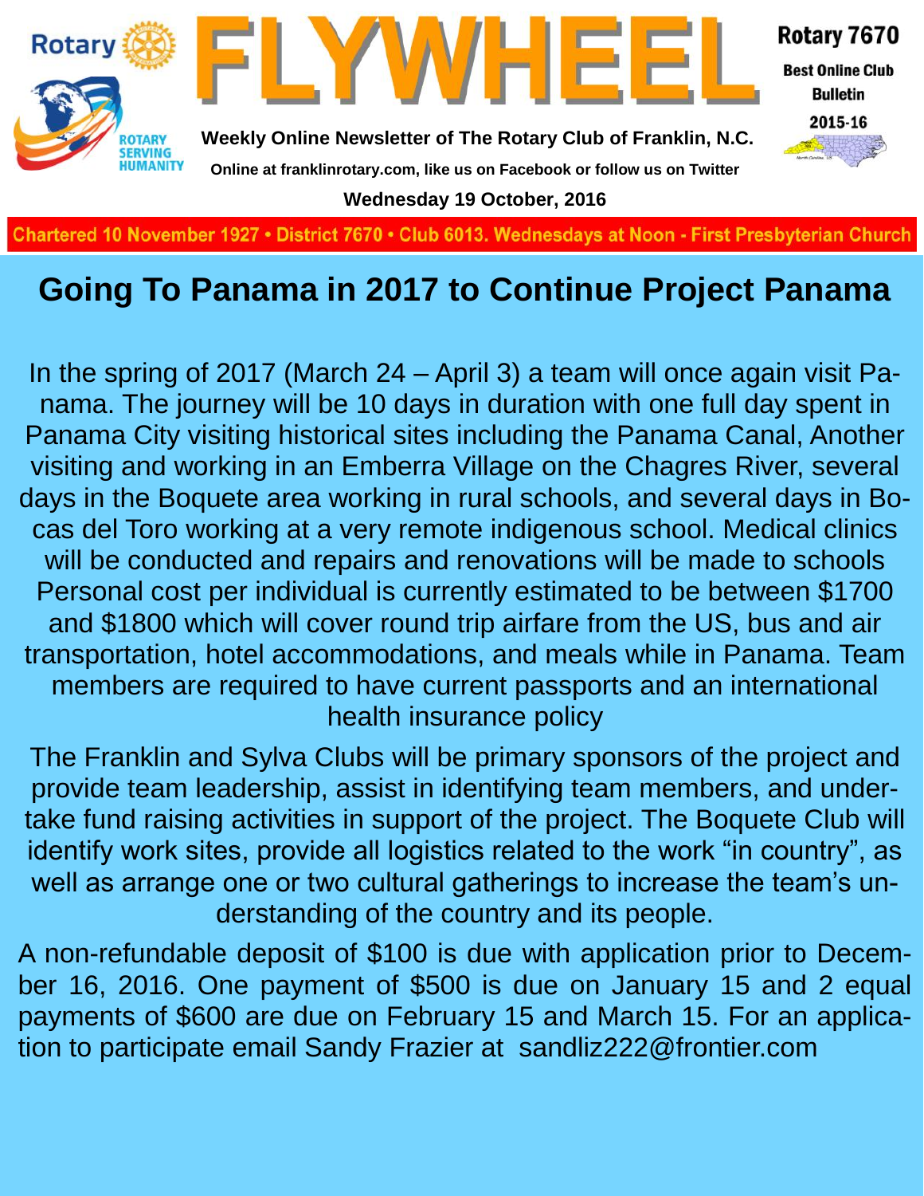# Going To Panama in 2017 to Continue Project Panama

In the spring of 2017 (March 24 – April 3) a team will once again visit Panama. The journey will be 10 days in duration with one full day spent in Panama City visiting historical sites including the Panama Canal, Another visiting and working in an Emberra Village on the Chagres River, several days in the Boquete area working in rural schools, and several days in Bocas del Toro working at a very remote indigenous school. Medical clinics will be conducted and repairs and renovations will be made to schools Personal cost per individual is currently estimated to be between $1700 and $1800 which will cover round trip airfare from the US, bus and air transportation, hotel accommodations, and meals while in Panama. Team members are required to have current passports and an international health insurance policy

The Franklin and Sylva Clubs will be primary sponsors of the project and provide team leadership, assist in identifying team members, and undertake fund raising activities in support of the project. The Boquete Club will identify work sites, provide all logistics related to the work "in country", as well as arrange one or two cultural gatherings to increase the team's understanding of the country and its people.

A non-refundable deposit of $100 is due with application prior to December 16, 2016. One payment of $500 is due on January 15 and 2 equal payments of $600 are due on February 15 and March 15. For an application to participate email Sandy Frazier at sandliz222@frontier.com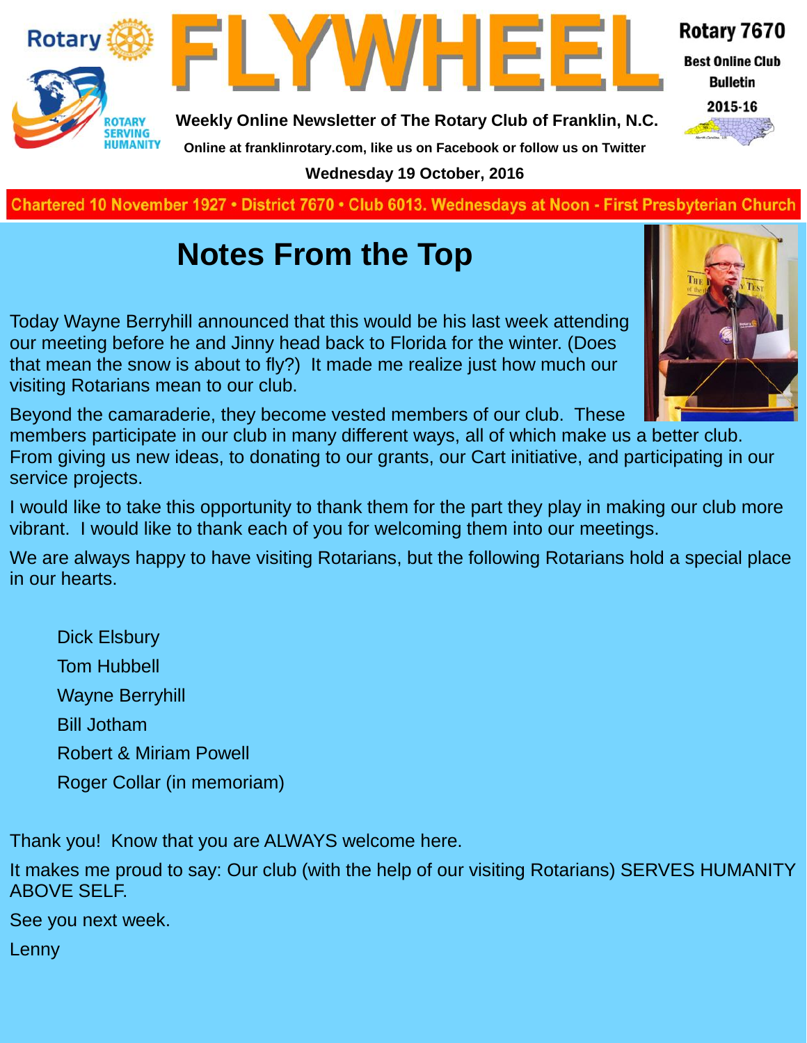# FLYWHEEL

Rotary 7670

Best Online Club Bulletin

2015-16

**Weekly Online Newsletter of The Rotary Club of Franklin, N.C.**

**Online at franklinrotary.com, like us on Facebook or follow us on Twitter**

**Wednesday 19 October, 2016**

**Chartered 10 November 1927 • District 7670 • Club 6013. Wednesdays at Noon - First Presbyterian Church**

## Notes From the Top

Today Wayne Berryhill announced that this would be his last week attending our meeting before he and Jinny head back to Florida for the winter. (Does that mean the snow is about to fly?) It made me realize just how much our visiting Rotarians mean to our club.

Beyond the camaraderie, they become vested members of our club. These members participate in our club in many different ways, all of which make us a better club. From giving us new ideas, to donating to our grants, our Cart initiative, and participating in our service projects.

I would like to take this opportunity to thank them for the part they play in making our club more vibrant. I would like to thank each of you for welcoming them into our meetings.

We are always happy to have visiting Rotarians, but the following Rotarians hold a special place in our hearts.

Dick Elsbury
Tom Hubbell
Wayne Berryhill
Bill Jotham
Robert & Miriam Powell
Roger Collar (in memoriam)

Thank you! Know that you are ALWAYS welcome here.

It makes me proud to say: Our club (with the help of our visiting Rotarians) SERVES HUMANITY ABOVE SELF.

See you next week.

Lenny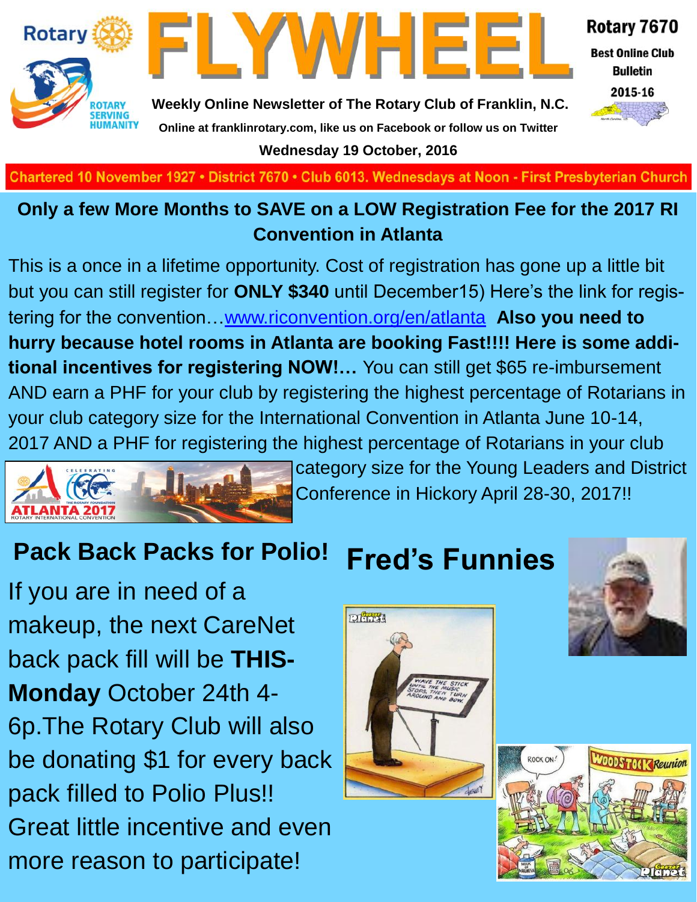# FLYWHEEL

**Rotary 7670**

**Best Online Club Bulletin 2015-16**

**Weekly Online Newsletter of The Rotary Club of Franklin, N.C.**

**Online at franklinrotary.com, like us on Facebook or follow us on Twitter**

**Wednesday 19 October, 2016**

Chartered 10 November 1927 • District 7670 • Club 6013. Wednesdays at Noon - First Presbyterian Church

## Only a few More Months to SAVE on a LOW Registration Fee for the 2017 RI Convention in Atlanta

This is a once in a lifetime opportunity. Cost of registration has gone up a little bit but you can still register for **ONLY $340** until December15) Here's the link for registering for the convention…www.riconvention.org/en/atlanta **Also you need to hurry because hotel rooms in Atlanta are booking Fast!!!! Here is some additional incentives for registering NOW!…** You can still get $65 re-imbursement AND earn a PHF for your club by registering the highest percentage of Rotarians in your club category size for the International Convention in Atlanta June 10-14, 2017 AND a PHF for registering the highest percentage of Rotarians in your club category size for the Young Leaders and District Conference in Hickory April 28-30, 2017!!

## Pack Back Packs for Polio!

If you are in need of a makeup, the next CareNet back pack fill will be **THIS-Monday** October 24th 4-6p.The Rotary Club will also be donating $1 for every back pack filled to Polio Plus!! Great little incentive and even more reason to participate!

## Fred's Funnies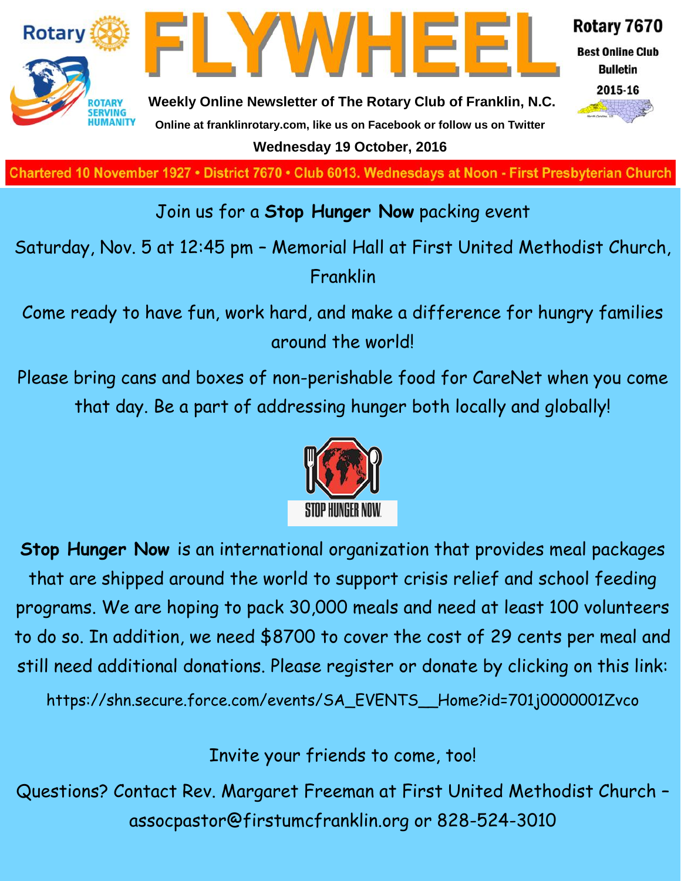Join us for a **Stop Hunger Now** packing event

Saturday, Nov. 5 at 12:45 pm – Memorial Hall at First United Methodist Church, Franklin

Come ready to have fun, work hard, and make a difference for hungry families around the world!

Please bring cans and boxes of non-perishable food for CareNet when you come that day. Be a part of addressing hunger both locally and globally!

STOP HUNGER NOW

**Stop Hunger Now** is an international organization that provides meal packages that are shipped around the world to support crisis relief and school feeding programs. We are hoping to pack 30,000 meals and need at least 100 volunteers to do so. In addition, we need $8700 to cover the cost of 29 cents per meal and still need additional donations. Please register or donate by clicking on this link:

https://shn.secure.force.com/events/SA_EVENTS__Home?id=701j0000001Zvco

Invite your friends to come, too!

Questions? Contact Rev. Margaret Freeman at First United Methodist Church – assocpastor@firstumcfranklin.org or 828-524-3010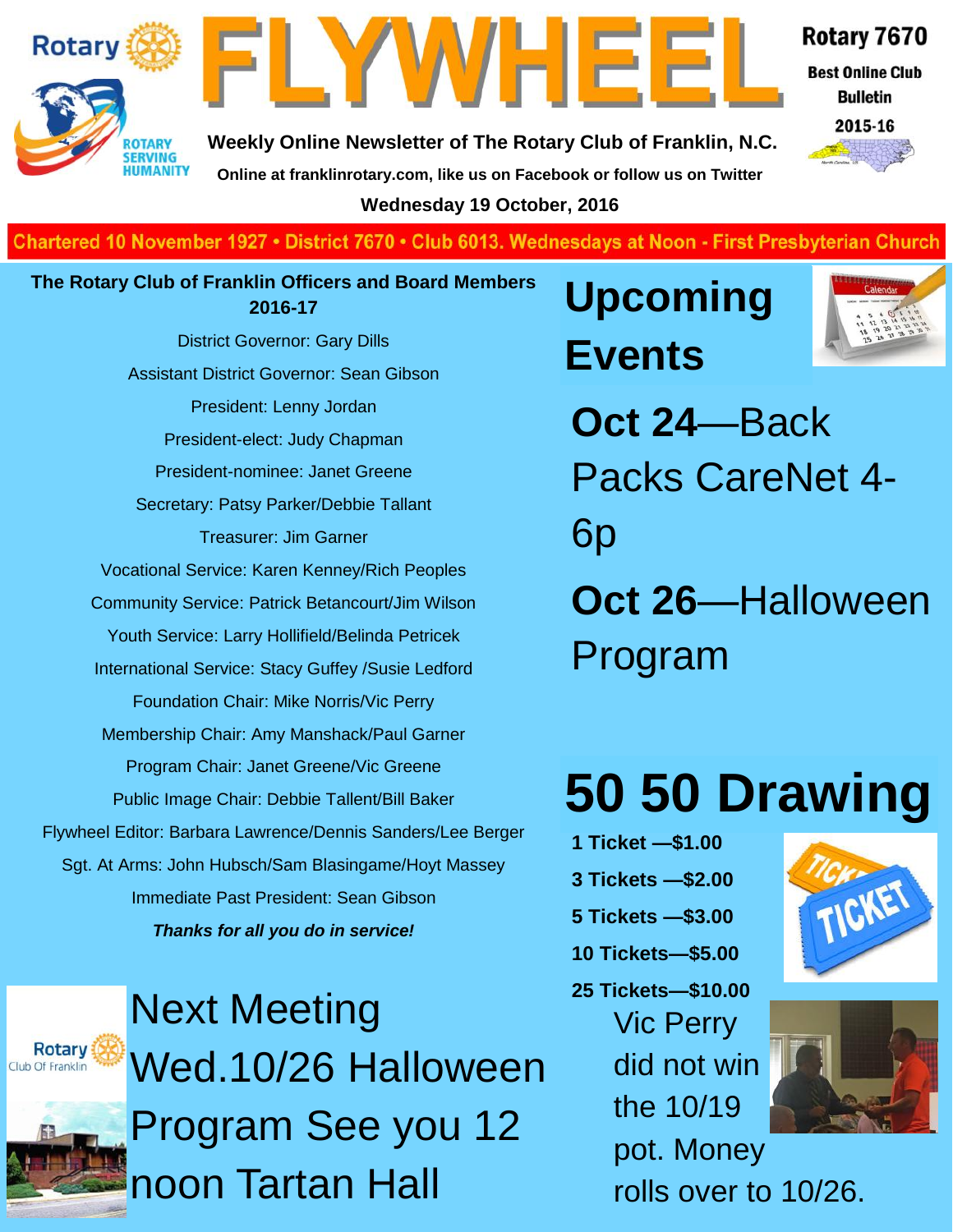# FLYWHEEL

Rotary 7670

Best Online Club Bulletin

2015-16

Rotary SERVING HUMANITY

**Weekly Online Newsletter of The Rotary Club of Franklin, N.C.**

**Online at franklinrotary.com, like us on Facebook or follow us on Twitter**

**Wednesday 19 October, 2016**

Chartered 10 November 1927 • District 7670 • Club 6013. Wednesdays at Noon - First Presbyterian Church

**The Rotary Club of Franklin Officers and Board Members 2016-17**

District Governor: Gary Dills

Assistant District Governor: Sean Gibson

President: Lenny Jordan

President-elect: Judy Chapman

President-nominee: Janet Greene

Secretary: Patsy Parker/Debbie Tallant

Treasurer: Jim Garner

Vocational Service: Karen Kenney/Rich Peoples

Community Service: Patrick Betancourt/Jim Wilson

Youth Service: Larry Hollifield/Belinda Petricek

International Service: Stacy Guffey /Susie Ledford

Foundation Chair: Mike Norris/Vic Perry

Membership Chair: Amy Manshack/Paul Garner

Program Chair: Janet Greene/Vic Greene

Public Image Chair: Debbie Tallent/Bill Baker

Flywheel Editor: Barbara Lawrence/Dennis Sanders/Lee Berger

Sgt. At Arms: John Hubsch/Sam Blasingame/Hoyt Massey

Immediate Past President: Sean Gibson

***Thanks for all you do in service!***

Rotary Club Of Franklin

## Next Meeting Wed.10/26 Halloween Program See you 12 noon Tartan Hall

## Upcoming Events

**Oct 24**—Back Packs CareNet 4-6p

**Oct 26**—Halloween Program

## 50 50 Drawing

**1 Ticket —$1.00**

**3 Tickets —$2.00**

**5 Tickets —$3.00**

**10 Tickets—$5.00**

**25 Tickets—$10.00**

Vic Perry did not win the 10/19 pot. Money rolls over to 10/26.